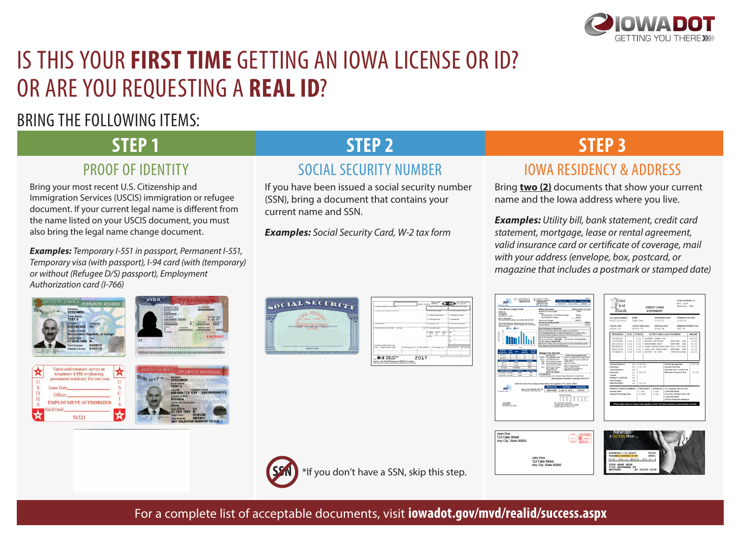# IS THIS YOUR **FIRST TIME** GETTING AN IOWA LICENSE OR ID? OR ARE YOU REQUESTING A **REAL ID**?

## BRING THE FOLLOWING ITEMS:

## STEP 1

### PROOF OF IDENTITY

Bring your most recent U.S. Citizenship and Immigration Services (USCIS) immigration or refugee document. If your current legal name is different from the name listed on your USCIS document, you must also bring the legal name change document.

***Examples:*** *Temporary I-551 in passport, Permanent I-551, Temporary visa (with passport), I-94 card (with (temporary) or without (Refugee D/S) passport), Employment Authorization card (I-766)*

## STEP 2

### SOCIAL SECURITY NUMBER

If you have been issued a social security number (SSN), bring a document that contains your current name and SSN.

***Examples:*** *Social Security Card, W-2 tax form*

*If you don't have a SSN, skip this step.

## STEP 3

### IOWA RESIDENCY & ADDRESS

Bring **two (2)** documents that show your current name and the Iowa address where you live.

***Examples:*** *Utility bill, bank statement, credit card statement, mortgage, lease or rental agreement, valid insurance card or certificate of coverage, mail with your address (envelope, box, postcard, or magazine that includes a postmark or stamped date)*

For a complete list of acceptable documents, visit **iowadot.gov/mvd/realid/success.aspx**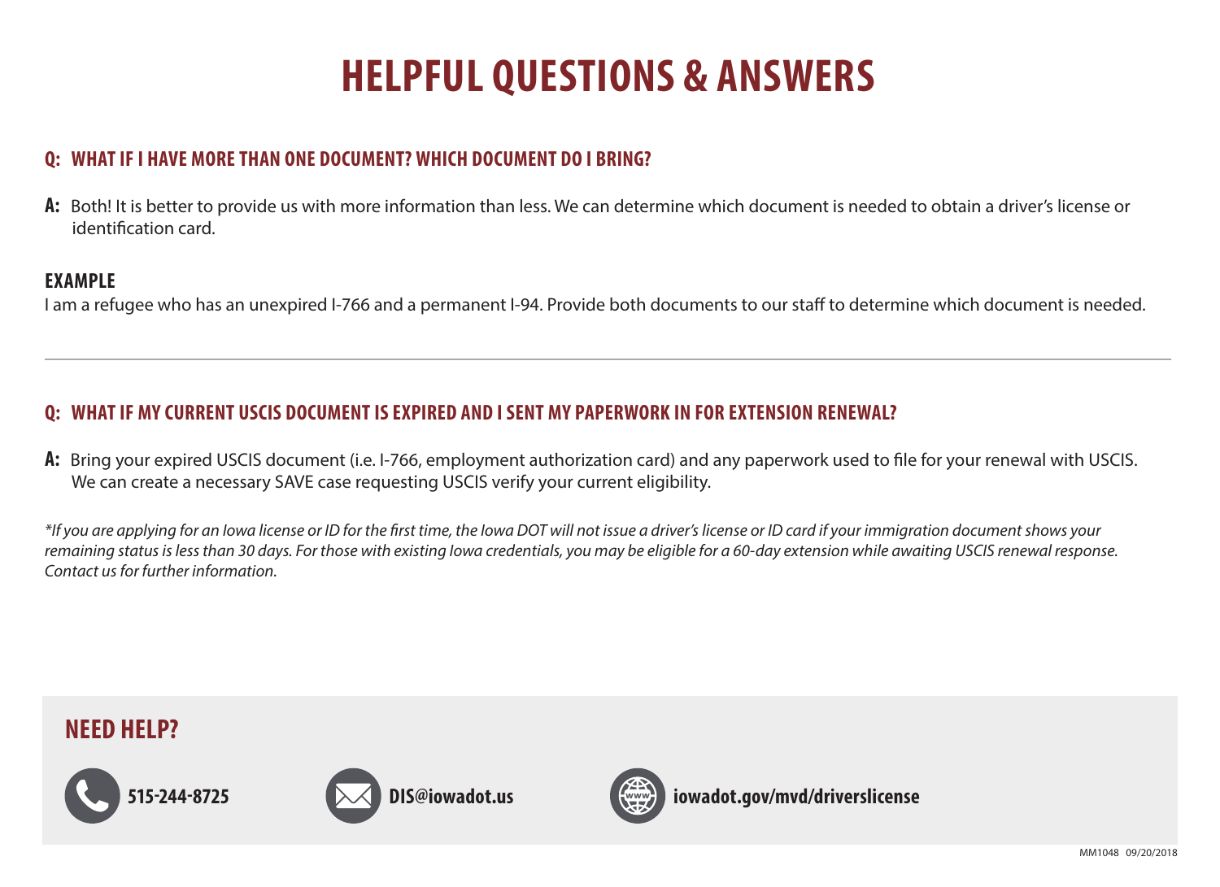# HELPFUL QUESTIONS & ANSWERS

### Q: WHAT IF I HAVE MORE THAN ONE DOCUMENT? WHICH DOCUMENT DO I BRING?

**A:** Both! It is better to provide us with more information than less. We can determine which document is needed to obtain a driver's license or identification card.

**EXAMPLE**

I am a refugee who has an unexpired I-766 and a permanent I-94. Provide both documents to our staff to determine which document is needed.

---

### Q: WHAT IF MY CURRENT USCIS DOCUMENT IS EXPIRED AND I SENT MY PAPERWORK IN FOR EXTENSION RENEWAL?

**A:** Bring your expired USCIS document (i.e. I-766, employment authorization card) and any paperwork used to file for your renewal with USCIS. We can create a necessary SAVE case requesting USCIS verify your current eligibility.

*\*If you are applying for an Iowa license or ID for the first time, the Iowa DOT will not issue a driver's license or ID card if your immigration document shows your remaining status is less than 30 days. For those with existing Iowa credentials, you may be eligible for a 60-day extension while awaiting USCIS renewal response. Contact us for further information.*

## NEED HELP?

**515-244-8725**

**DIS@iowadot.us**

**iowadot.gov/mvd/driverslicense**

MM1048 09/20/2018